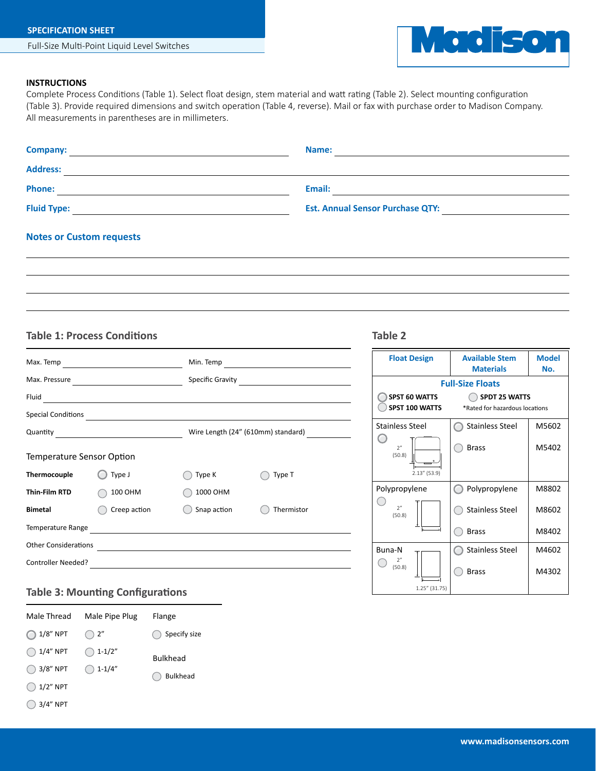**SPECIFICATION SHEET**

Full-Size Multi-Point Liquid Level Switches

Madison

**INSTRUCTIONS**

Complete Process Conditions (Table 1). Select float design, stem material and watt rating (Table 2). Select mounting configuration (Table 3). Provide required dimensions and switch operation (Table 4, reverse). Mail or fax with purchase order to Madison Company. All measurements in parentheses are in millimeters.

**Company:** ____________________ **Name:** ____________________

**Address:** ____________________

**Phone:** ____________________ **Email:** ____________________

**Fluid Type:** ____________________ **Est. Annual Sensor Purchase QTY:** ____________________

## Notes or Custom requests

____________________

____________________

____________________

____________________

## Table 1: Process Conditions

Max. Temp ____________________ Min. Temp ____________________

Max. Pressure ____________________ Specific Gravity ____________________

Fluid ____________________

Special Conditions ____________________

Quantity ____________________ Wire Length (24" (610mm) standard) ____________________

### Temperature Sensor Option

| | | | |
|---|---|---|---|
| **Thermocouple** | ◯ Type J | ◯ Type K | ◯ Type T |
| **Thin-Film RTD** | ◯ 100 OHM | ◯ 1000 OHM | |
| **Bimetal** | ◯ Creep action | ◯ Snap action | ◯ Thermistor |

Temperature Range ____________________

Other Considerations ____________________

Controller Needed? ____________________

## Table 2

| Float Design | Available Stem Materials | Model No. |
|---|---|---|
| **Full-Size Floats** | | |
| ◯ **SPST 60 WATTS** ◯ **SPST 100 WATTS** | ◯ **SPDT 25 WATTS** *Rated for hazardous locations | |
| Stainless Steel ◯ 2" (50.8), 2.13" (53.9) | ◯ Stainless Steel | M5602 |
| | ◯ Brass | M5402 |
| Polypropylene ◯ 2" (50.8) | ◯ Polypropylene | M8802 |
| | ◯ Stainless Steel | M8602 |
| | ◯ Brass | M8402 |
| Buna-N ◯ 2" (50.8), 1.25" (31.75) | ◯ Stainless Steel | M4602 |
| | ◯ Brass | M4302 |

## Table 3: Mounting Configurations

| Male Thread | Male Pipe Plug | Flange |
|---|---|---|
| ◯ 1/8" NPT | ◯ 2" | ◯ Specify size |
| ◯ 1/4" NPT | ◯ 1-1/2" | |
| ◯ 3/8" NPT | ◯ 1-1/4" | **Bulkhead** |
| ◯ 1/2" NPT | | ◯ Bulkhead |
| ◯ 3/4" NPT | | |

www.madisonsensors.com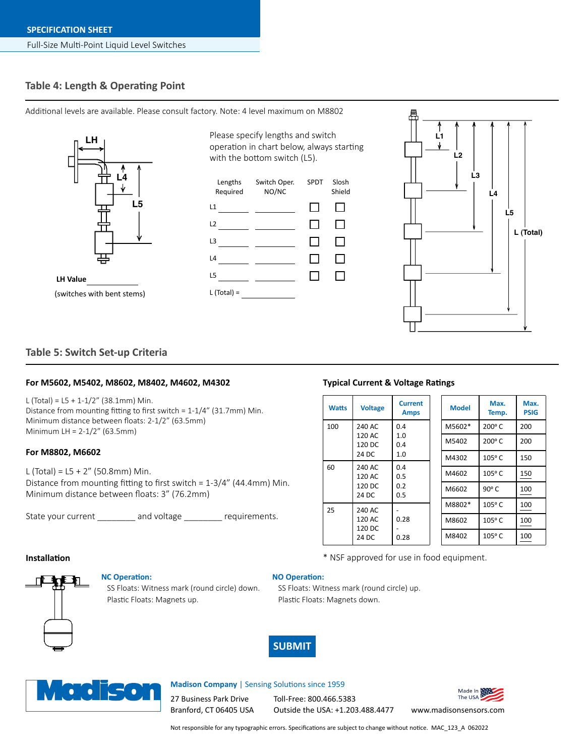## Table 4: Length & Operating Point

Additional levels are available. Please consult factory. Note: 4 level maximum on M8802

LH

L4

L5

**LH Value** ____________

(switches with bent stems)

Please specify lengths and switch operation in chart below, always starting with the bottom switch (L5).

| Lengths Required | Switch Oper. NO/NC | SPDT | Slosh Shield |
|---|---|---|---|
| L1 ________ | ________ | ☐ | ☐ |
| L2 ________ | ________ | ☐ | ☐ |
| L3 ________ | ________ | ☐ | ☐ |
| L4 ________ | ________ | ☐ | ☐ |
| L5 ________ | ________ | ☐ | ☐ |
| L (Total) = ________ | | | |

L1

L2

L3

L4

L5

L (Total)

## Table 5: Switch Set-up Criteria

### For M5602, M5402, M8602, M8402, M4602, M4302

L (Total) = L5 + 1-1/2" (38.1mm) Min.
Distance from mounting fitting to first switch = 1-1/4" (31.7mm) Min.
Minimum distance between floats: 2-1/2" (63.5mm)
Minimum LH = 2-1/2" (63.5mm)

### For M8802, M6602

L (Total) = L5 + 2" (50.8mm) Min.
Distance from mounting fitting to first switch = 1-3/4" (44.4mm) Min.
Minimum distance between floats: 3" (76.2mm)

State your current ________ and voltage ________ requirements.

### Typical Current & Voltage Ratings

| Watts | Voltage | Current Amps |
|---|---|---|
| 100 | 240 AC<br>120 AC<br>120 DC<br>24 DC | 0.4<br>1.0<br>0.4<br>1.0 |
| 60 | 240 AC<br>120 AC<br>120 DC<br>24 DC | 0.4<br>0.5<br>0.2<br>0.5 |
| 25 | 240 AC<br>120 AC<br>120 DC<br>24 DC | -<br>0.28<br>-<br>0.28 |

| Model | Max. Temp. | Max. PSIG |
|---|---|---|
| M5602* | 200° C | 200 |
| M5402 | 200° C | 200 |
| M4302 | 105° C | 150 |
| M4602 | 105° C | 150 |
| M6602 | 90° C | 100 |
| M8802* | 105° C | 100 |
| M8602 | 105° C | 100 |
| M8402 | 105° C | 100 |

\* NSF approved for use in food equipment.

### Installation

**NC Operation:**
SS Floats: Witness mark (round circle) down.
Plastic Floats: Magnets up.

**NO Operation:**
SS Floats: Witness mark (round circle) up.
Plastic Floats: Magnets down.

**SUBMIT**

Madison

**Madison Company** | Sensing Solutions since 1959

27 Business Park Drive
Branford, CT 06405 USA

Toll-Free: 800.466.5383
Outside the USA: +1.203.488.4477

Made In The USA

www.madisonsensors.com

Not responsible for any typographic errors. Specifications are subject to change without notice. MAC_123_A 062022